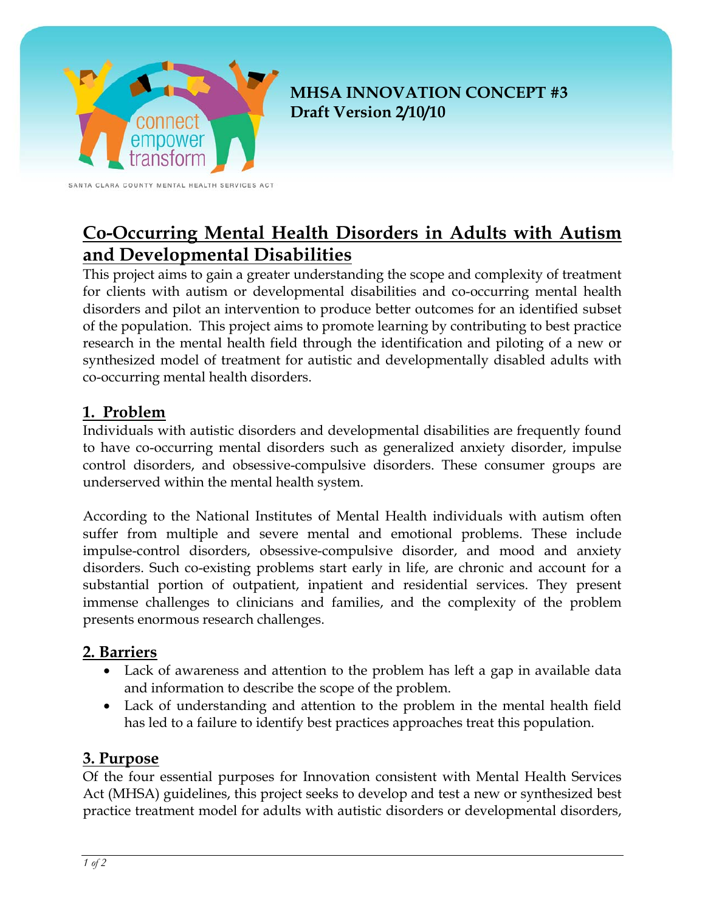**MHSA INNOVATION CONCEPT #3**
**Draft Version 2/10/10**

SANTA CLARA COUNTY MENTAL HEALTH SERVICES ACT

# Co-Occurring Mental Health Disorders in Adults with Autism and Developmental Disabilities

This project aims to gain a greater understanding the scope and complexity of treatment for clients with autism or developmental disabilities and co-occurring mental health disorders and pilot an intervention to produce better outcomes for an identified subset of the population. This project aims to promote learning by contributing to best practice research in the mental health field through the identification and piloting of a new or synthesized model of treatment for autistic and developmentally disabled adults with co-occurring mental health disorders.

## 1. Problem

Individuals with autistic disorders and developmental disabilities are frequently found to have co-occurring mental disorders such as generalized anxiety disorder, impulse control disorders, and obsessive-compulsive disorders. These consumer groups are underserved within the mental health system.

According to the National Institutes of Mental Health individuals with autism often suffer from multiple and severe mental and emotional problems. These include impulse-control disorders, obsessive-compulsive disorder, and mood and anxiety disorders. Such co-existing problems start early in life, are chronic and account for a substantial portion of outpatient, inpatient and residential services. They present immense challenges to clinicians and families, and the complexity of the problem presents enormous research challenges.

## 2. Barriers

- Lack of awareness and attention to the problem has left a gap in available data and information to describe the scope of the problem.
- Lack of understanding and attention to the problem in the mental health field has led to a failure to identify best practices approaches treat this population.

## 3. Purpose

Of the four essential purposes for Innovation consistent with Mental Health Services Act (MHSA) guidelines, this project seeks to develop and test a new or synthesized best practice treatment model for adults with autistic disorders or developmental disorders,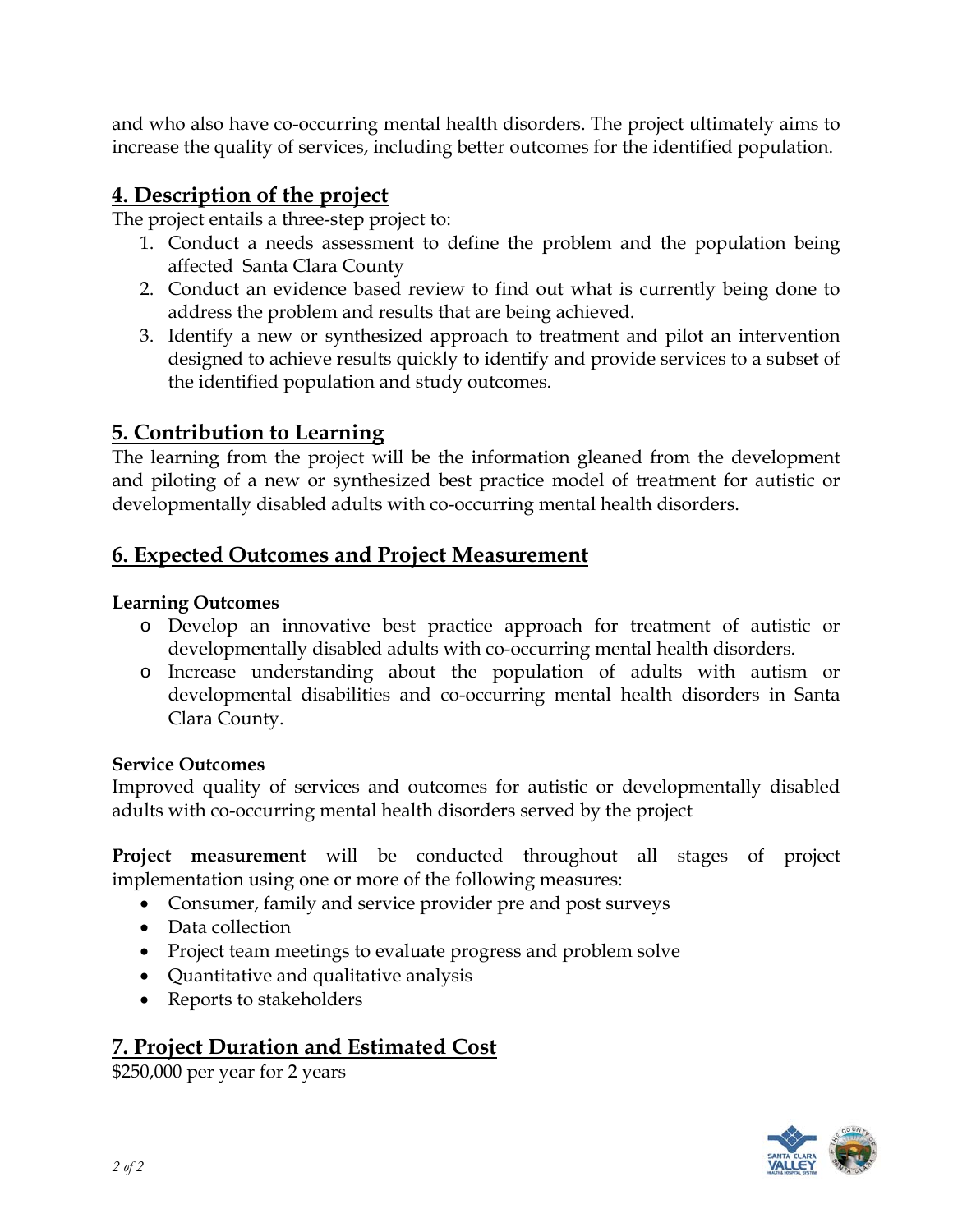and who also have co-occurring mental health disorders. The project ultimately aims to increase the quality of services, including better outcomes for the identified population.

## 4. Description of the project

The project entails a three-step project to:

1. Conduct a needs assessment to define the problem and the population being affected Santa Clara County
2. Conduct an evidence based review to find out what is currently being done to address the problem and results that are being achieved.
3. Identify a new or synthesized approach to treatment and pilot an intervention designed to achieve results quickly to identify and provide services to a subset of the identified population and study outcomes.

## 5. Contribution to Learning

The learning from the project will be the information gleaned from the development and piloting of a new or synthesized best practice model of treatment for autistic or developmentally disabled adults with co-occurring mental health disorders.

## 6. Expected Outcomes and Project Measurement

**Learning Outcomes**

- Develop an innovative best practice approach for treatment of autistic or developmentally disabled adults with co-occurring mental health disorders.
- Increase understanding about the population of adults with autism or developmental disabilities and co-occurring mental health disorders in Santa Clara County.

**Service Outcomes**

Improved quality of services and outcomes for autistic or developmentally disabled adults with co-occurring mental health disorders served by the project

**Project measurement** will be conducted throughout all stages of project implementation using one or more of the following measures:

- Consumer, family and service provider pre and post surveys
- Data collection
- Project team meetings to evaluate progress and problem solve
- Quantitative and qualitative analysis
- Reports to stakeholders

## 7. Project Duration and Estimated Cost

$250,000 per year for 2 years